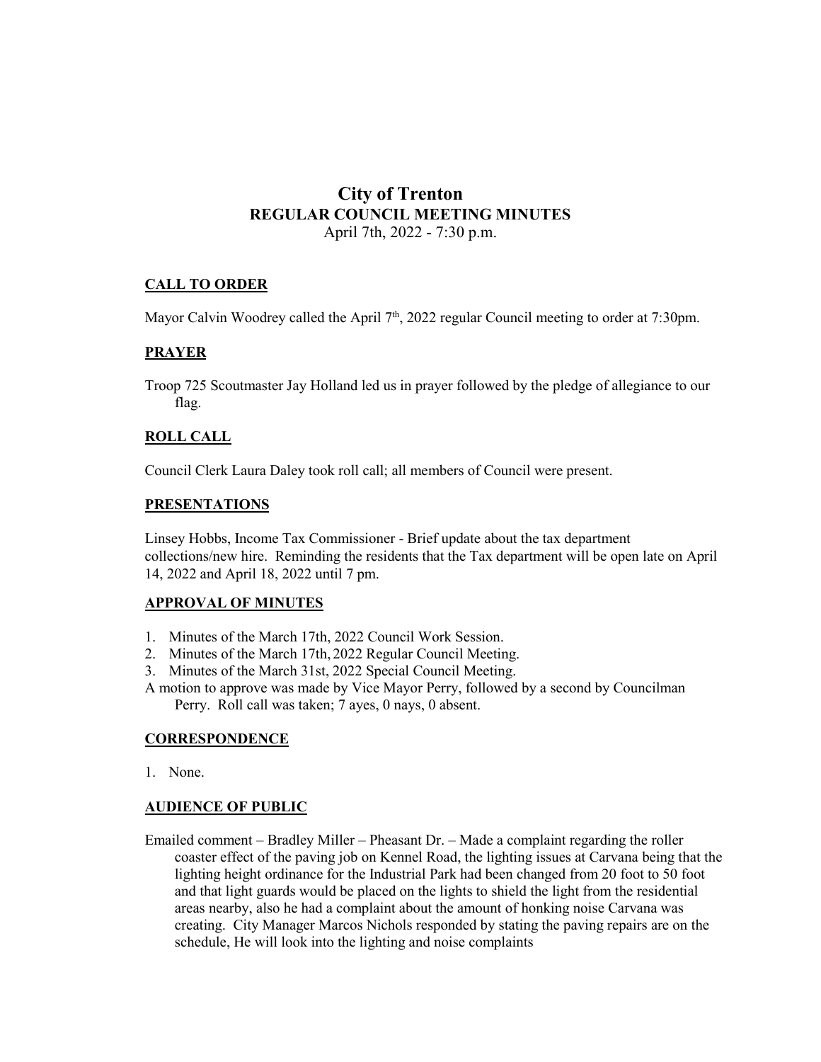# City of Trenton
## REGULAR COUNCIL MEETING MINUTES
April 7th, 2022 - 7:30 p.m.

### CALL TO ORDER

Mayor Calvin Woodrey called the April 7th, 2022 regular Council meeting to order at 7:30pm.

### PRAYER

Troop 725 Scoutmaster Jay Holland led us in prayer followed by the pledge of allegiance to our flag.

### ROLL CALL

Council Clerk Laura Daley took roll call; all members of Council were present.

### PRESENTATIONS

Linsey Hobbs, Income Tax Commissioner - Brief update about the tax department collections/new hire. Reminding the residents that the Tax department will be open late on April 14, 2022 and April 18, 2022 until 7 pm.

### APPROVAL OF MINUTES

1. Minutes of the March 17th, 2022 Council Work Session.
2. Minutes of the March 17th, 2022 Regular Council Meeting.
3. Minutes of the March 31st, 2022 Special Council Meeting.

A motion to approve was made by Vice Mayor Perry, followed by a second by Councilman Perry. Roll call was taken; 7 ayes, 0 nays, 0 absent.

### CORRESPONDENCE

1. None.

### AUDIENCE OF PUBLIC

Emailed comment – Bradley Miller – Pheasant Dr. – Made a complaint regarding the roller coaster effect of the paving job on Kennel Road, the lighting issues at Carvana being that the lighting height ordinance for the Industrial Park had been changed from 20 foot to 50 foot and that light guards would be placed on the lights to shield the light from the residential areas nearby, also he had a complaint about the amount of honking noise Carvana was creating. City Manager Marcos Nichols responded by stating the paving repairs are on the schedule, He will look into the lighting and noise complaints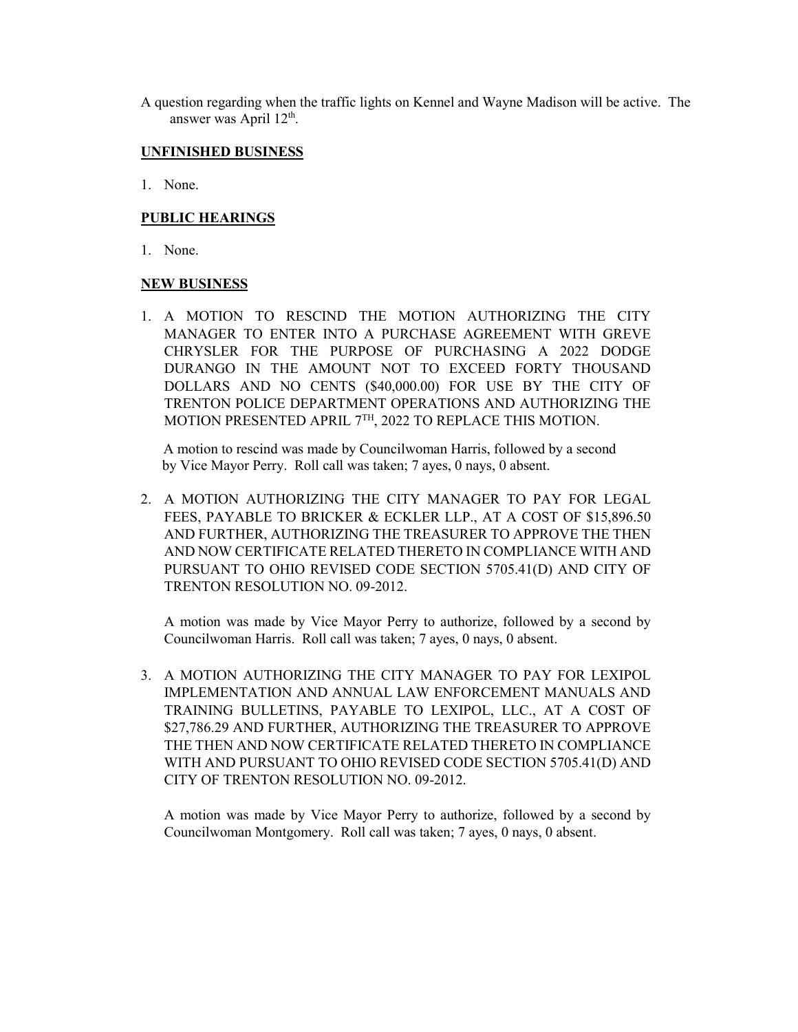A question regarding when the traffic lights on Kennel and Wayne Madison will be active. The answer was April 12th.

**UNFINISHED BUSINESS**

1. None.

**PUBLIC HEARINGS**

1. None.

**NEW BUSINESS**

1. A MOTION TO RESCIND THE MOTION AUTHORIZING THE CITY MANAGER TO ENTER INTO A PURCHASE AGREEMENT WITH GREVE CHRYSLER FOR THE PURPOSE OF PURCHASING A 2022 DODGE DURANGO IN THE AMOUNT NOT TO EXCEED FORTY THOUSAND DOLLARS AND NO CENTS ($40,000.00) FOR USE BY THE CITY OF TRENTON POLICE DEPARTMENT OPERATIONS AND AUTHORIZING THE MOTION PRESENTED APRIL 7TH, 2022 TO REPLACE THIS MOTION.

   A motion to rescind was made by Councilwoman Harris, followed by a second by Vice Mayor Perry. Roll call was taken; 7 ayes, 0 nays, 0 absent.

2. A MOTION AUTHORIZING THE CITY MANAGER TO PAY FOR LEGAL FEES, PAYABLE TO BRICKER & ECKLER LLP., AT A COST OF $15,896.50 AND FURTHER, AUTHORIZING THE TREASURER TO APPROVE THE THEN AND NOW CERTIFICATE RELATED THERETO IN COMPLIANCE WITH AND PURSUANT TO OHIO REVISED CODE SECTION 5705.41(D) AND CITY OF TRENTON RESOLUTION NO. 09-2012.

   A motion was made by Vice Mayor Perry to authorize, followed by a second by Councilwoman Harris. Roll call was taken; 7 ayes, 0 nays, 0 absent.

3. A MOTION AUTHORIZING THE CITY MANAGER TO PAY FOR LEXIPOL IMPLEMENTATION AND ANNUAL LAW ENFORCEMENT MANUALS AND TRAINING BULLETINS, PAYABLE TO LEXIPOL, LLC., AT A COST OF $27,786.29 AND FURTHER, AUTHORIZING THE TREASURER TO APPROVE THE THEN AND NOW CERTIFICATE RELATED THERETO IN COMPLIANCE WITH AND PURSUANT TO OHIO REVISED CODE SECTION 5705.41(D) AND CITY OF TRENTON RESOLUTION NO. 09-2012.

   A motion was made by Vice Mayor Perry to authorize, followed by a second by Councilwoman Montgomery. Roll call was taken; 7 ayes, 0 nays, 0 absent.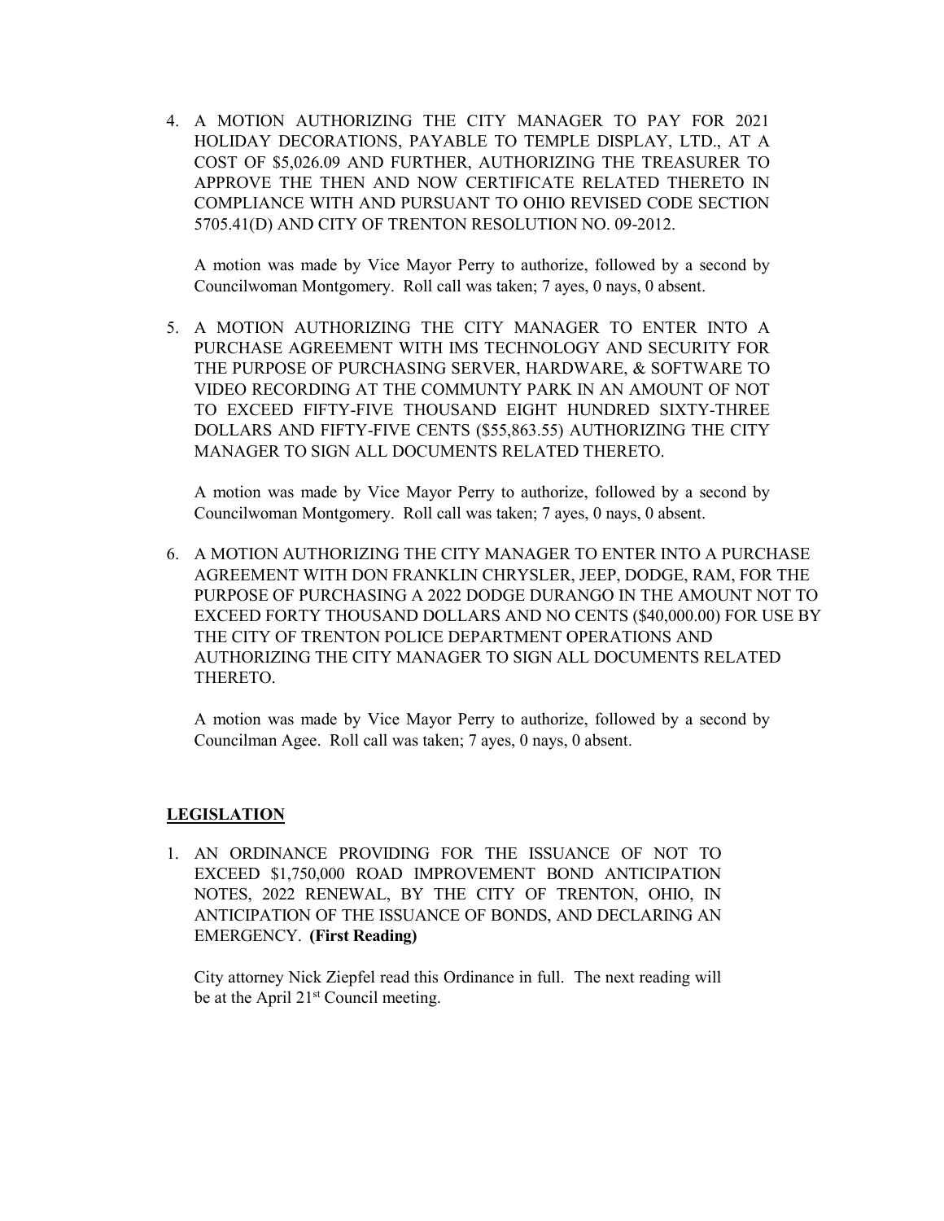4. A MOTION AUTHORIZING THE CITY MANAGER TO PAY FOR 2021 HOLIDAY DECORATIONS, PAYABLE TO TEMPLE DISPLAY, LTD., AT A COST OF $5,026.09 AND FURTHER, AUTHORIZING THE TREASURER TO APPROVE THE THEN AND NOW CERTIFICATE RELATED THERETO IN COMPLIANCE WITH AND PURSUANT TO OHIO REVISED CODE SECTION 5705.41(D) AND CITY OF TRENTON RESOLUTION NO. 09-2012.

   A motion was made by Vice Mayor Perry to authorize, followed by a second by Councilwoman Montgomery. Roll call was taken; 7 ayes, 0 nays, 0 absent.

5. A MOTION AUTHORIZING THE CITY MANAGER TO ENTER INTO A PURCHASE AGREEMENT WITH IMS TECHNOLOGY AND SECURITY FOR THE PURPOSE OF PURCHASING SERVER, HARDWARE, & SOFTWARE TO VIDEO RECORDING AT THE COMMUNTY PARK IN AN AMOUNT OF NOT TO EXCEED FIFTY-FIVE THOUSAND EIGHT HUNDRED SIXTY-THREE DOLLARS AND FIFTY-FIVE CENTS ($55,863.55) AUTHORIZING THE CITY MANAGER TO SIGN ALL DOCUMENTS RELATED THERETO.

   A motion was made by Vice Mayor Perry to authorize, followed by a second by Councilwoman Montgomery. Roll call was taken; 7 ayes, 0 nays, 0 absent.

6. A MOTION AUTHORIZING THE CITY MANAGER TO ENTER INTO A PURCHASE AGREEMENT WITH DON FRANKLIN CHRYSLER, JEEP, DODGE, RAM, FOR THE PURPOSE OF PURCHASING A 2022 DODGE DURANGO IN THE AMOUNT NOT TO EXCEED FORTY THOUSAND DOLLARS AND NO CENTS ($40,000.00) FOR USE BY THE CITY OF TRENTON POLICE DEPARTMENT OPERATIONS AND AUTHORIZING THE CITY MANAGER TO SIGN ALL DOCUMENTS RELATED THERETO.

   A motion was made by Vice Mayor Perry to authorize, followed by a second by Councilman Agee. Roll call was taken; 7 ayes, 0 nays, 0 absent.

**LEGISLATION**

1. AN ORDINANCE PROVIDING FOR THE ISSUANCE OF NOT TO EXCEED $1,750,000 ROAD IMPROVEMENT BOND ANTICIPATION NOTES, 2022 RENEWAL, BY THE CITY OF TRENTON, OHIO, IN ANTICIPATION OF THE ISSUANCE OF BONDS, AND DECLARING AN EMERGENCY. **(First Reading)**

   City attorney Nick Ziepfel read this Ordinance in full. The next reading will be at the April 21st Council meeting.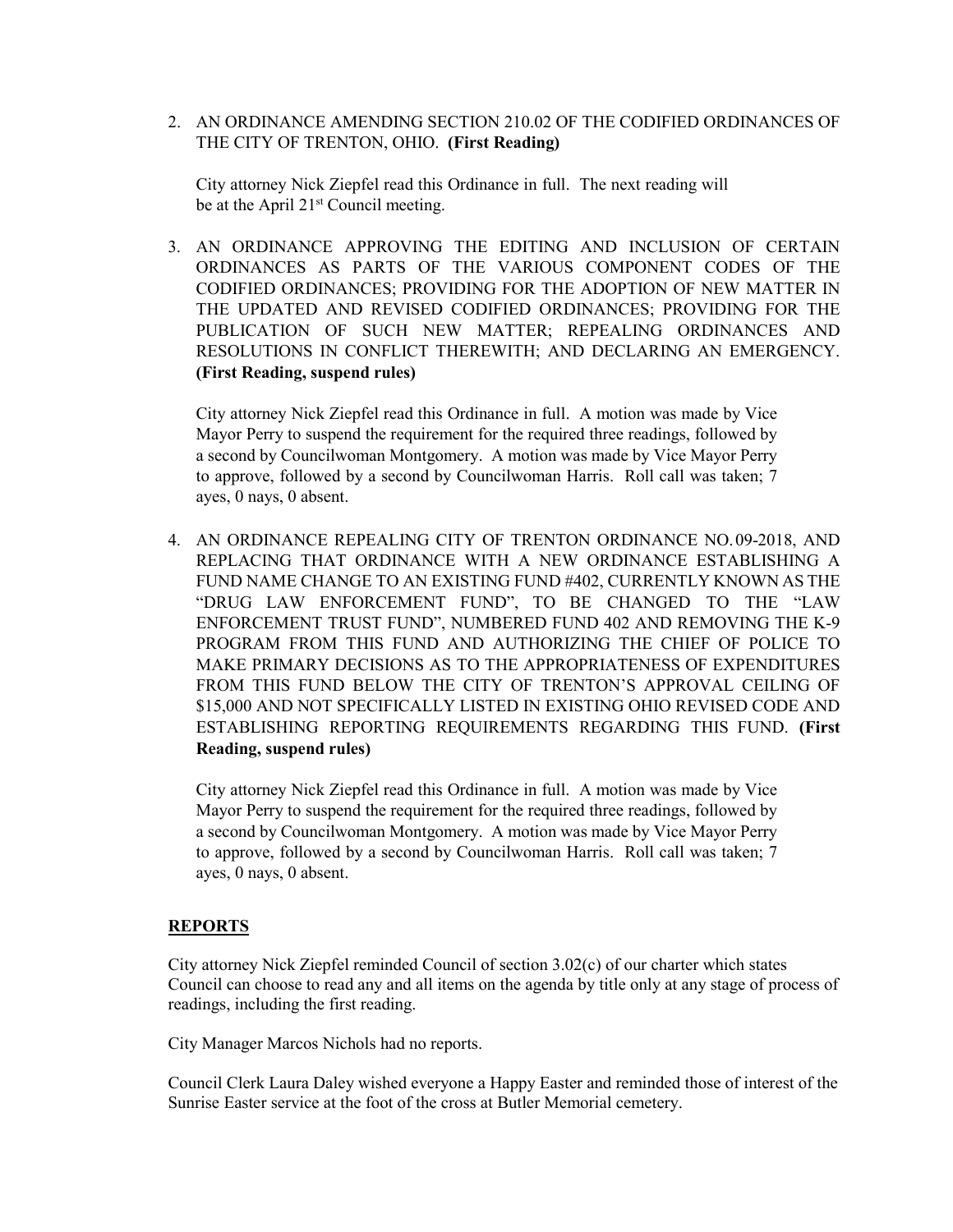2. AN ORDINANCE AMENDING SECTION 210.02 OF THE CODIFIED ORDINANCES OF THE CITY OF TRENTON, OHIO. **(First Reading)**

   City attorney Nick Ziepfel read this Ordinance in full. The next reading will be at the April 21st Council meeting.

3. AN ORDINANCE APPROVING THE EDITING AND INCLUSION OF CERTAIN ORDINANCES AS PARTS OF THE VARIOUS COMPONENT CODES OF THE CODIFIED ORDINANCES; PROVIDING FOR THE ADOPTION OF NEW MATTER IN THE UPDATED AND REVISED CODIFIED ORDINANCES; PROVIDING FOR THE PUBLICATION OF SUCH NEW MATTER; REPEALING ORDINANCES AND RESOLUTIONS IN CONFLICT THEREWITH; AND DECLARING AN EMERGENCY. **(First Reading, suspend rules)**

   City attorney Nick Ziepfel read this Ordinance in full. A motion was made by Vice Mayor Perry to suspend the requirement for the required three readings, followed by a second by Councilwoman Montgomery. A motion was made by Vice Mayor Perry to approve, followed by a second by Councilwoman Harris. Roll call was taken; 7 ayes, 0 nays, 0 absent.

4. AN ORDINANCE REPEALING CITY OF TRENTON ORDINANCE NO. 09-2018, AND REPLACING THAT ORDINANCE WITH A NEW ORDINANCE ESTABLISHING A FUND NAME CHANGE TO AN EXISTING FUND #402, CURRENTLY KNOWN AS THE "DRUG LAW ENFORCEMENT FUND", TO BE CHANGED TO THE "LAW ENFORCEMENT TRUST FUND", NUMBERED FUND 402 AND REMOVING THE K-9 PROGRAM FROM THIS FUND AND AUTHORIZING THE CHIEF OF POLICE TO MAKE PRIMARY DECISIONS AS TO THE APPROPRIATENESS OF EXPENDITURES FROM THIS FUND BELOW THE CITY OF TRENTON'S APPROVAL CEILING OF $15,000 AND NOT SPECIFICALLY LISTED IN EXISTING OHIO REVISED CODE AND ESTABLISHING REPORTING REQUIREMENTS REGARDING THIS FUND. **(First Reading, suspend rules)**

   City attorney Nick Ziepfel read this Ordinance in full. A motion was made by Vice Mayor Perry to suspend the requirement for the required three readings, followed by a second by Councilwoman Montgomery. A motion was made by Vice Mayor Perry to approve, followed by a second by Councilwoman Harris. Roll call was taken; 7 ayes, 0 nays, 0 absent.

## **REPORTS**

City attorney Nick Ziepfel reminded Council of section 3.02(c) of our charter which states Council can choose to read any and all items on the agenda by title only at any stage of process of readings, including the first reading.

City Manager Marcos Nichols had no reports.

Council Clerk Laura Daley wished everyone a Happy Easter and reminded those of interest of the Sunrise Easter service at the foot of the cross at Butler Memorial cemetery.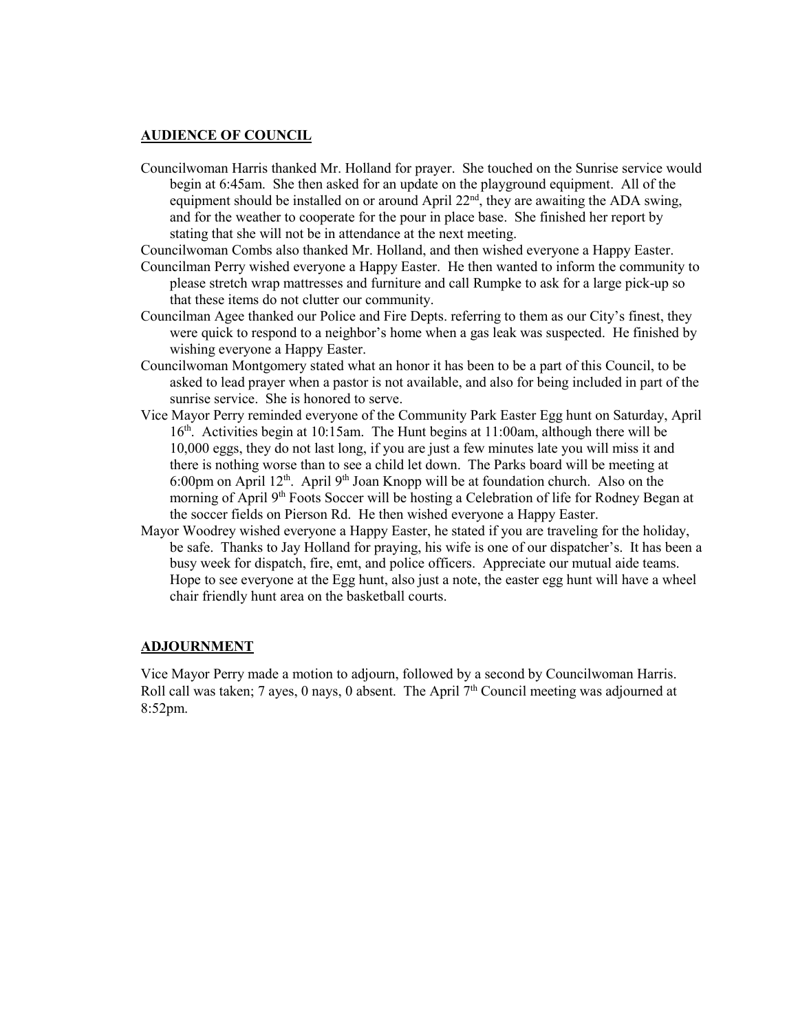## AUDIENCE OF COUNCIL

Councilwoman Harris thanked Mr. Holland for prayer. She touched on the Sunrise service would begin at 6:45am. She then asked for an update on the playground equipment. All of the equipment should be installed on or around April 22nd, they are awaiting the ADA swing, and for the weather to cooperate for the pour in place base. She finished her report by stating that she will not be in attendance at the next meeting.

Councilwoman Combs also thanked Mr. Holland, and then wished everyone a Happy Easter.

Councilman Perry wished everyone a Happy Easter. He then wanted to inform the community to please stretch wrap mattresses and furniture and call Rumpke to ask for a large pick-up so that these items do not clutter our community.

Councilman Agee thanked our Police and Fire Depts. referring to them as our City's finest, they were quick to respond to a neighbor's home when a gas leak was suspected. He finished by wishing everyone a Happy Easter.

Councilwoman Montgomery stated what an honor it has been to be a part of this Council, to be asked to lead prayer when a pastor is not available, and also for being included in part of the sunrise service. She is honored to serve.

Vice Mayor Perry reminded everyone of the Community Park Easter Egg hunt on Saturday, April 16th. Activities begin at 10:15am. The Hunt begins at 11:00am, although there will be 10,000 eggs, they do not last long, if you are just a few minutes late you will miss it and there is nothing worse than to see a child let down. The Parks board will be meeting at 6:00pm on April 12th. April 9th Joan Knopp will be at foundation church. Also on the morning of April 9th Foots Soccer will be hosting a Celebration of life for Rodney Began at the soccer fields on Pierson Rd. He then wished everyone a Happy Easter.

Mayor Woodrey wished everyone a Happy Easter, he stated if you are traveling for the holiday, be safe. Thanks to Jay Holland for praying, his wife is one of our dispatcher's. It has been a busy week for dispatch, fire, emt, and police officers. Appreciate our mutual aide teams. Hope to see everyone at the Egg hunt, also just a note, the easter egg hunt will have a wheel chair friendly hunt area on the basketball courts.

## ADJOURNMENT

Vice Mayor Perry made a motion to adjourn, followed by a second by Councilwoman Harris. Roll call was taken; 7 ayes, 0 nays, 0 absent. The April 7th Council meeting was adjourned at 8:52pm.